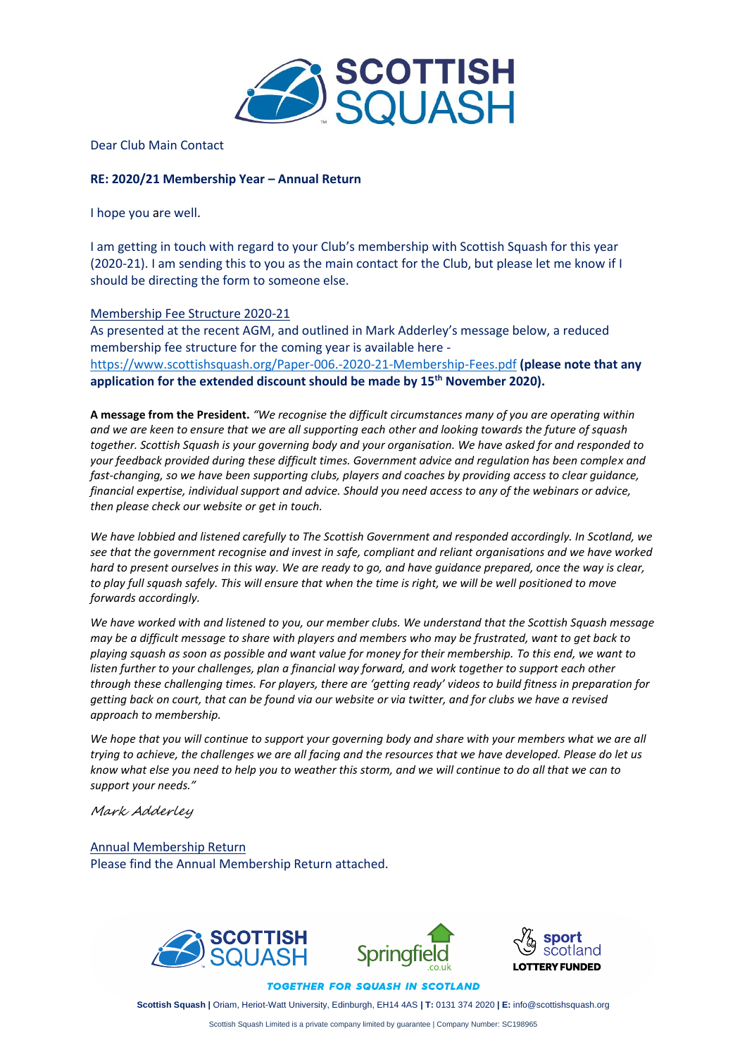Dear Club Main Contact

**RE: 2020/21 Membership Year – Annual Return**

I hope you are well.

I am getting in touch with regard to your Club's membership with Scottish Squash for this year (2020-21). I am sending this to you as the main contact for the Club, but please let me know if I should be directing the form to someone else.

Membership Fee Structure 2020-21

As presented at the recent AGM, and outlined in Mark Adderley's message below, a reduced membership fee structure for the coming year is available here - https://www.scottishsquash.org/Paper-006.-2020-21-Membership-Fees.pdf **(please note that any application for the extended discount should be made by 15th November 2020).**

**A message from the President.** *"We recognise the difficult circumstances many of you are operating within and we are keen to ensure that we are all supporting each other and looking towards the future of squash together. Scottish Squash is your governing body and your organisation. We have asked for and responded to your feedback provided during these difficult times. Government advice and regulation has been complex and fast-changing, so we have been supporting clubs, players and coaches by providing access to clear guidance, financial expertise, individual support and advice. Should you need access to any of the webinars or advice, then please check our website or get in touch.*

*We have lobbied and listened carefully to The Scottish Government and responded accordingly. In Scotland, we see that the government recognise and invest in safe, compliant and reliant organisations and we have worked hard to present ourselves in this way. We are ready to go, and have guidance prepared, once the way is clear, to play full squash safely. This will ensure that when the time is right, we will be well positioned to move forwards accordingly.*

*We have worked with and listened to you, our member clubs. We understand that the Scottish Squash message may be a difficult message to share with players and members who may be frustrated, want to get back to playing squash as soon as possible and want value for money for their membership. To this end, we want to listen further to your challenges, plan a financial way forward, and work together to support each other through these challenging times. For players, there are 'getting ready' videos to build fitness in preparation for getting back on court, that can be found via our website or via twitter, and for clubs we have a revised approach to membership.*

*We hope that you will continue to support your governing body and share with your members what we are all trying to achieve, the challenges we are all facing and the resources that we have developed. Please do let us know what else you need to help you to weather this storm, and we will continue to do all that we can to support your needs."*

*Mark Adderley*

Annual Membership Return

Please find the Annual Membership Return attached.

**TOGETHER FOR SQUASH IN SCOTLAND**

**Scottish Squash |** Oriam, Heriot-Watt University, Edinburgh, EH14 4AS **| T:** 0131 374 2020 **| E:** info@scottishsquash.org

Scottish Squash Limited is a private company limited by guarantee | Company Number: SC198965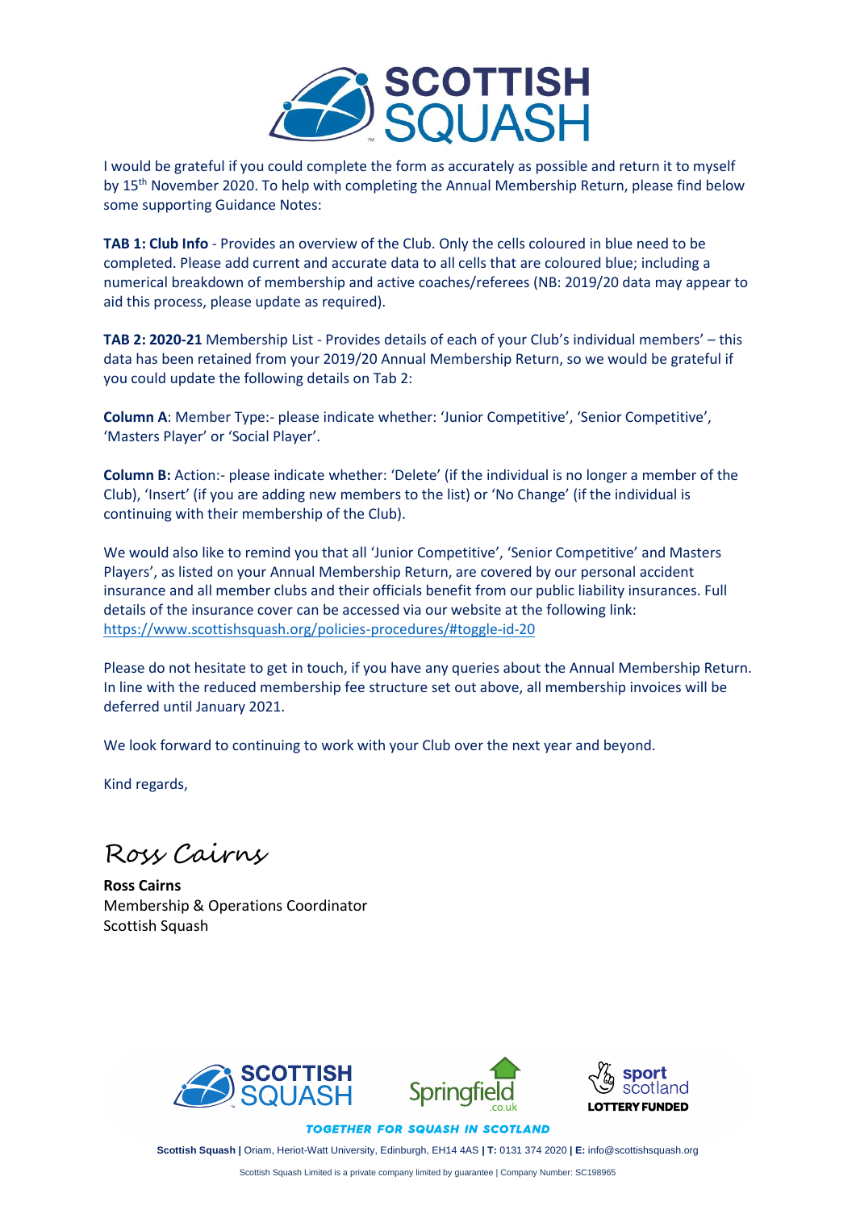I would be grateful if you could complete the form as accurately as possible and return it to myself by 15th November 2020. To help with completing the Annual Membership Return, please find below some supporting Guidance Notes:

**TAB 1: Club Info** - Provides an overview of the Club. Only the cells coloured in blue need to be completed. Please add current and accurate data to all cells that are coloured blue; including a numerical breakdown of membership and active coaches/referees (NB: 2019/20 data may appear to aid this process, please update as required).

**TAB 2: 2020-21** Membership List - Provides details of each of your Club's individual members' – this data has been retained from your 2019/20 Annual Membership Return, so we would be grateful if you could update the following details on Tab 2:

**Column A**: Member Type:- please indicate whether: 'Junior Competitive', 'Senior Competitive', 'Masters Player' or 'Social Player'.

**Column B:** Action:- please indicate whether: 'Delete' (if the individual is no longer a member of the Club), 'Insert' (if you are adding new members to the list) or 'No Change' (if the individual is continuing with their membership of the Club).

We would also like to remind you that all 'Junior Competitive', 'Senior Competitive' and Masters Players', as listed on your Annual Membership Return, are covered by our personal accident insurance and all member clubs and their officials benefit from our public liability insurances. Full details of the insurance cover can be accessed via our website at the following link: https://www.scottishsquash.org/policies-procedures/#toggle-id-20

Please do not hesitate to get in touch, if you have any queries about the Annual Membership Return. In line with the reduced membership fee structure set out above, all membership invoices will be deferred until January 2021.

We look forward to continuing to work with your Club over the next year and beyond.

Kind regards,

*Ross Cairns*

**Ross Cairns**
Membership & Operations Coordinator
Scottish Squash

TOGETHER FOR SQUASH IN SCOTLAND

**Scottish Squash |** Oriam, Heriot-Watt University, Edinburgh, EH14 4AS **| T:** 0131 374 2020 **| E:** info@scottishsquash.org

Scottish Squash Limited is a private company limited by guarantee | Company Number: SC198965